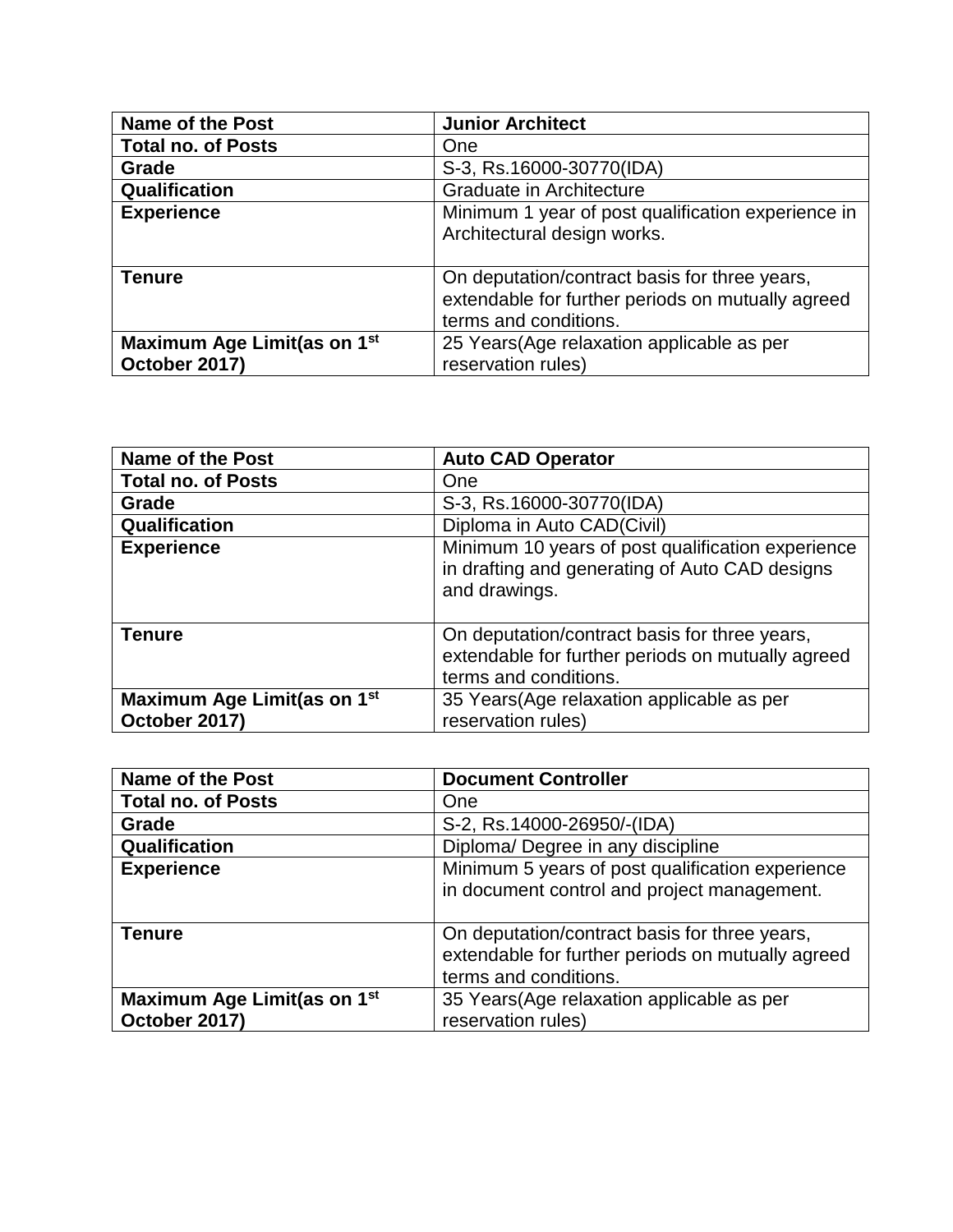| Name of the Post | Junior Architect |
|---|---|
| Total no. of Posts | One |
| Grade | S-3, Rs.16000-30770(IDA) |
| Qualification | Graduate in Architecture |
| Experience | Minimum 1 year of post qualification experience in Architectural design works. |
| Tenure | On deputation/contract basis for three years, extendable for further periods on mutually agreed terms and conditions. |
| Maximum Age Limit(as on 1st October 2017) | 25 Years(Age relaxation applicable as per reservation rules) |

| Name of the Post | Auto CAD Operator |
|---|---|
| Total no. of Posts | One |
| Grade | S-3, Rs.16000-30770(IDA) |
| Qualification | Diploma in Auto CAD(Civil) |
| Experience | Minimum 10 years of post qualification experience in drafting and generating of Auto CAD designs and drawings. |
| Tenure | On deputation/contract basis for three years, extendable for further periods on mutually agreed terms and conditions. |
| Maximum Age Limit(as on 1st October 2017) | 35 Years(Age relaxation applicable as per reservation rules) |

| Name of the Post | Document Controller |
|---|---|
| Total no. of Posts | One |
| Grade | S-2, Rs.14000-26950/-(IDA) |
| Qualification | Diploma/ Degree in any discipline |
| Experience | Minimum 5 years of post qualification experience in document control and project management. |
| Tenure | On deputation/contract basis for three years, extendable for further periods on mutually agreed terms and conditions. |
| Maximum Age Limit(as on 1st October 2017) | 35 Years(Age relaxation applicable as per reservation rules) |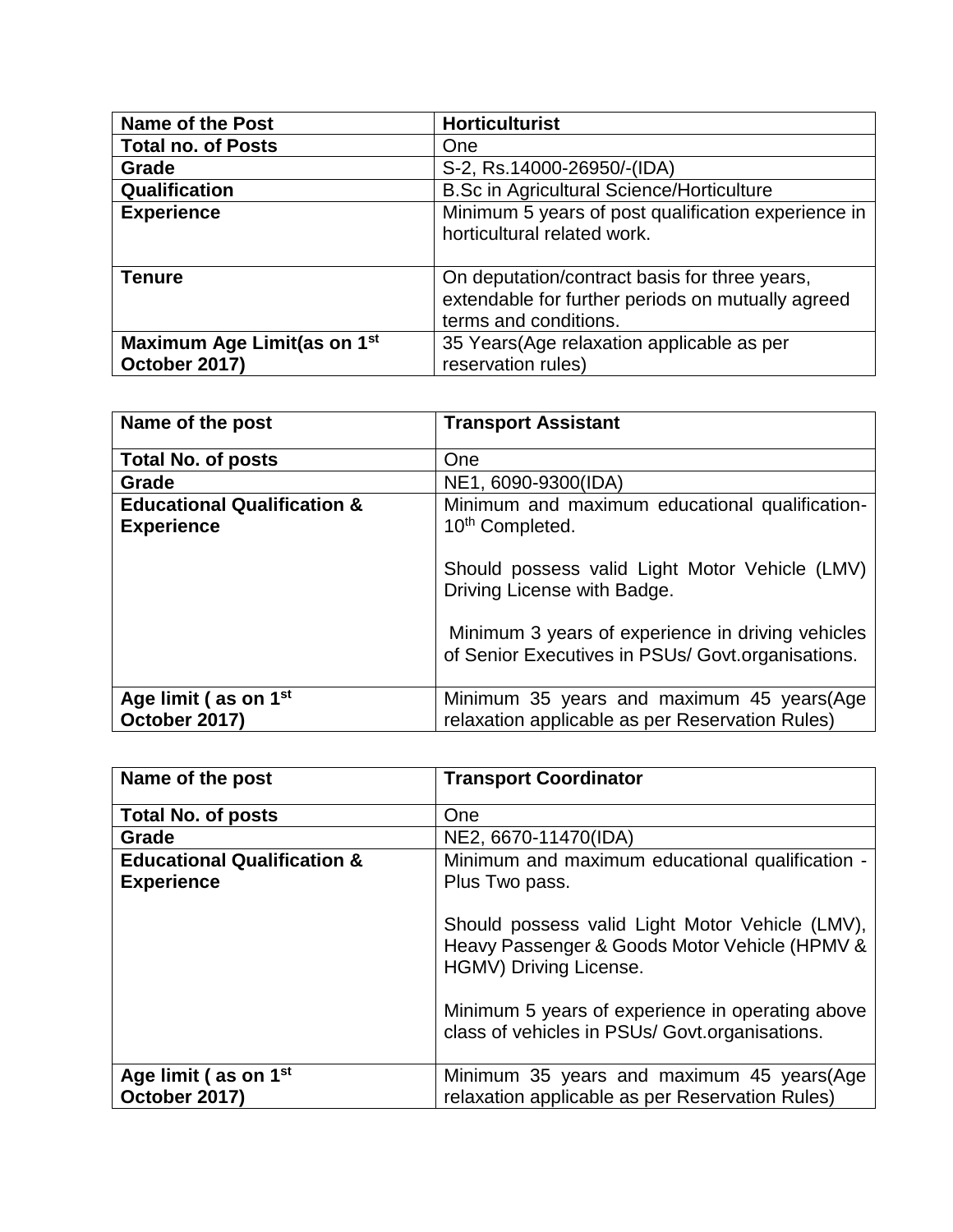| Name of the Post | Horticulturist |
| --- | --- |
| Total no. of Posts | One |
| Grade | S-2, Rs.14000-26950/-(IDA) |
| Qualification | B.Sc in Agricultural Science/Horticulture |
| Experience | Minimum 5 years of post qualification experience in horticultural related work. |
| Tenure | On deputation/contract basis for three years, extendable for further periods on mutually agreed terms and conditions. |
| Maximum Age Limit(as on 1st October 2017) | 35 Years(Age relaxation applicable as per reservation rules) |

| Name of the post | Transport Assistant |
| --- | --- |
| Total No. of posts | One |
| Grade | NE1, 6090-9300(IDA) |
| Educational Qualification & Experience | Minimum and maximum educational qualification- 10th Completed.<br><br>Should possess valid Light Motor Vehicle (LMV) Driving License with Badge.<br><br>Minimum 3 years of experience in driving vehicles of Senior Executives in PSUs/ Govt.organisations. |
| Age limit ( as on 1st October 2017) | Minimum 35 years and maximum 45 years(Age relaxation applicable as per Reservation Rules) |

| Name of the post | Transport Coordinator |
| --- | --- |
| Total No. of posts | One |
| Grade | NE2, 6670-11470(IDA) |
| Educational Qualification & Experience | Minimum and maximum educational qualification - Plus Two pass.<br><br>Should possess valid Light Motor Vehicle (LMV), Heavy Passenger & Goods Motor Vehicle (HPMV & HGMV) Driving License.<br><br>Minimum 5 years of experience in operating above class of vehicles in PSUs/ Govt.organisations. |
| Age limit ( as on 1st October 2017) | Minimum 35 years and maximum 45 years(Age relaxation applicable as per Reservation Rules) |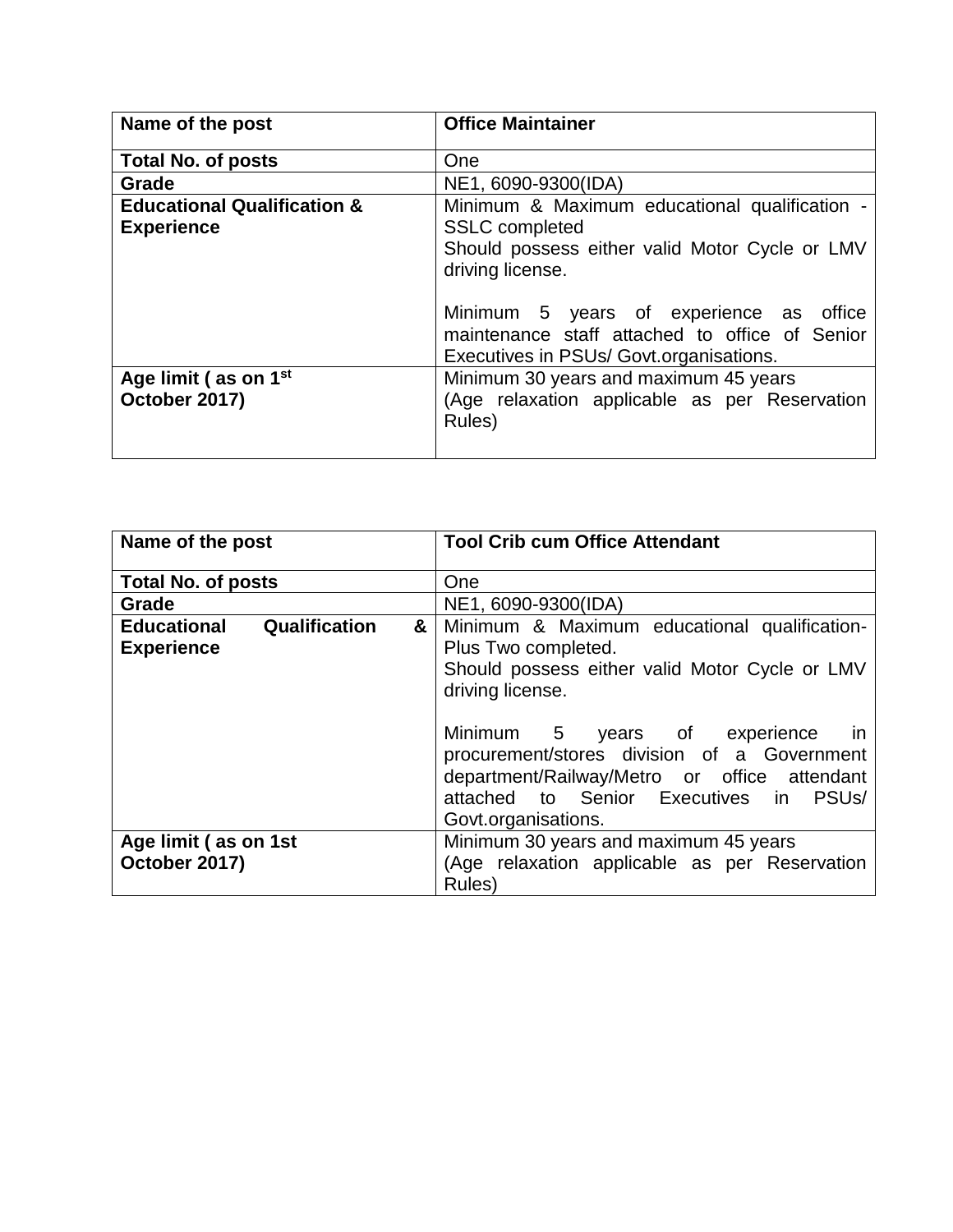| Name of the post | Office Maintainer |
|---|---|
| Total No. of posts | One |
| Grade | NE1, 6090-9300(IDA) |
| Educational Qualification & Experience | Minimum & Maximum educational qualification - SSLC completed<br>Should possess either valid Motor Cycle or LMV driving license.<br><br>Minimum 5 years of experience as office maintenance staff attached to office of Senior Executives in PSUs/ Govt.organisations. |
| Age limit ( as on 1st October 2017) | Minimum 30 years and maximum 45 years<br>(Age relaxation applicable as per Reservation Rules) |

| Name of the post | Tool Crib cum Office Attendant |
|---|---|
| Total No. of posts | One |
| Grade | NE1, 6090-9300(IDA) |
| Educational Qualification & Experience | Minimum & Maximum educational qualification- Plus Two completed.<br>Should possess either valid Motor Cycle or LMV driving license.<br><br>Minimum 5 years of experience in procurement/stores division of a Government department/Railway/Metro or office attendant attached to Senior Executives in PSUs/ Govt.organisations. |
| Age limit ( as on 1st October 2017) | Minimum 30 years and maximum 45 years<br>(Age relaxation applicable as per Reservation Rules) |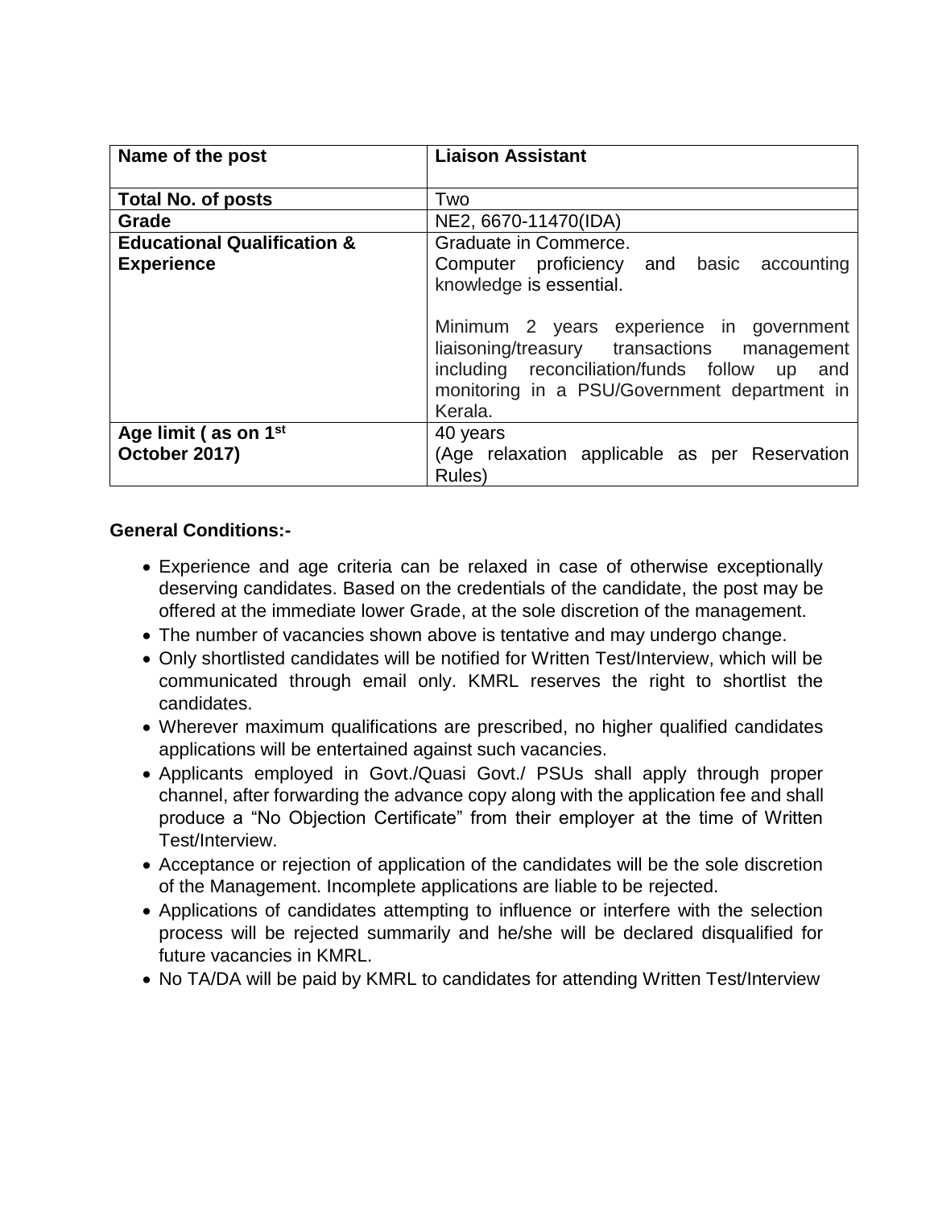| **Name of the post** | **Liaison Assistant** |
|---|---|
| **Total No. of posts** | Two |
| **Grade** | NE2, 6670-11470(IDA) |
| **Educational Qualification & Experience** | Graduate in Commerce.<br>Computer proficiency and basic accounting knowledge is essential.<br><br>Minimum 2 years experience in government liaisoning/treasury transactions management including reconciliation/funds follow up and monitoring in a PSU/Government department in Kerala. |
| **Age limit ( as on 1st October 2017)** | 40 years<br>(Age relaxation applicable as per Reservation Rules) |

**General Conditions:-**

- Experience and age criteria can be relaxed in case of otherwise exceptionally deserving candidates. Based on the credentials of the candidate, the post may be offered at the immediate lower Grade, at the sole discretion of the management.
- The number of vacancies shown above is tentative and may undergo change.
- Only shortlisted candidates will be notified for Written Test/Interview, which will be communicated through email only. KMRL reserves the right to shortlist the candidates.
- Wherever maximum qualifications are prescribed, no higher qualified candidates applications will be entertained against such vacancies.
- Applicants employed in Govt./Quasi Govt./ PSUs shall apply through proper channel, after forwarding the advance copy along with the application fee and shall produce a "No Objection Certificate" from their employer at the time of Written Test/Interview.
- Acceptance or rejection of application of the candidates will be the sole discretion of the Management. Incomplete applications are liable to be rejected.
- Applications of candidates attempting to influence or interfere with the selection process will be rejected summarily and he/she will be declared disqualified for future vacancies in KMRL.
- No TA/DA will be paid by KMRL to candidates for attending Written Test/Interview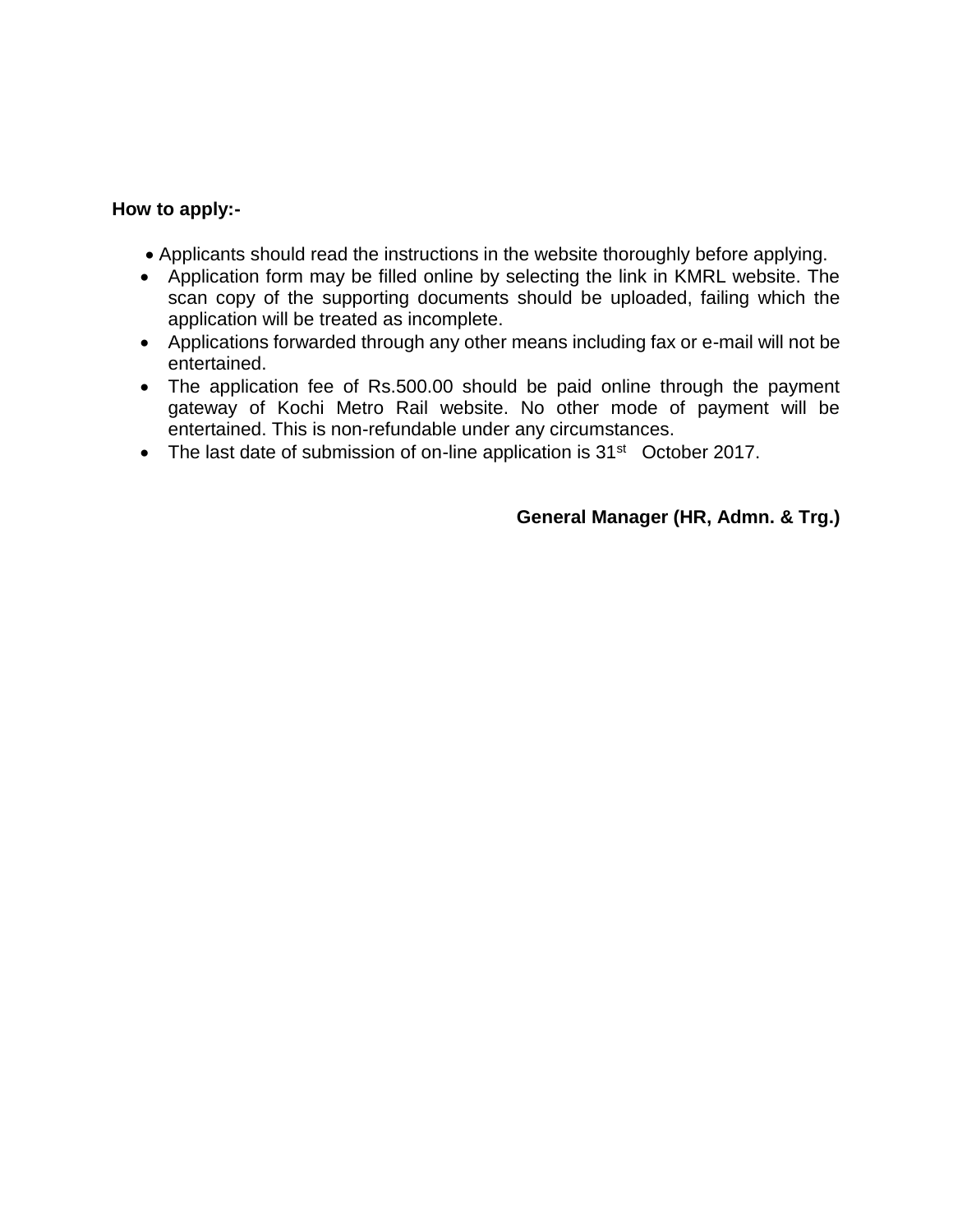**How to apply:-**

- Applicants should read the instructions in the website thoroughly before applying.
- Application form may be filled online by selecting the link in KMRL website. The scan copy of the supporting documents should be uploaded, failing which the application will be treated as incomplete.
- Applications forwarded through any other means including fax or e-mail will not be entertained.
- The application fee of Rs.500.00 should be paid online through the payment gateway of Kochi Metro Rail website. No other mode of payment will be entertained. This is non-refundable under any circumstances.
- The last date of submission of on-line application is 31st October 2017.

**General Manager (HR, Admn. & Trg.)**